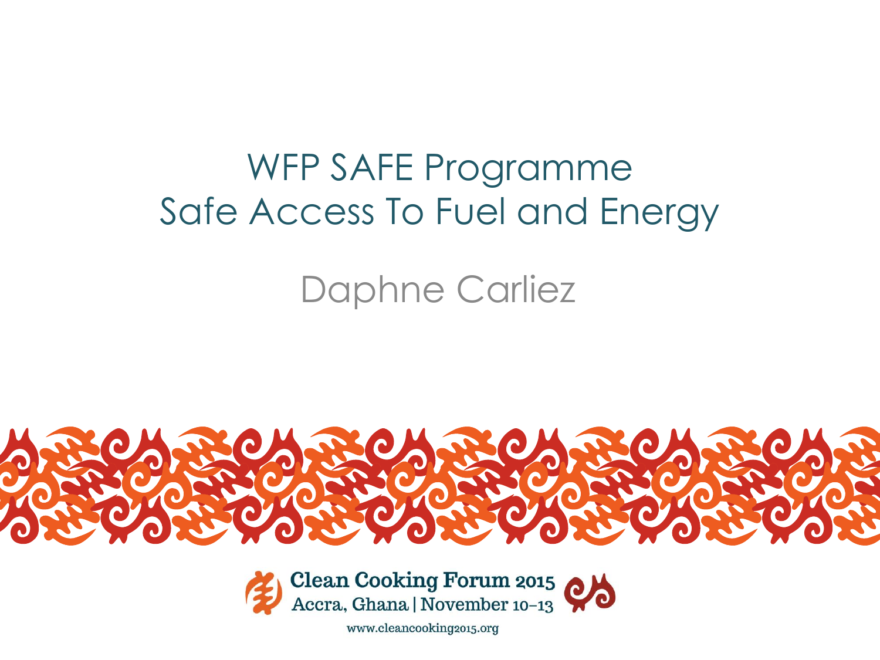# WFP SAFE Programme
# Safe Access To Fuel and Energy

Daphne Carliez

**Clean Cooking Forum 2015**
Accra, Ghana | November 10–13

www.cleancooking2015.org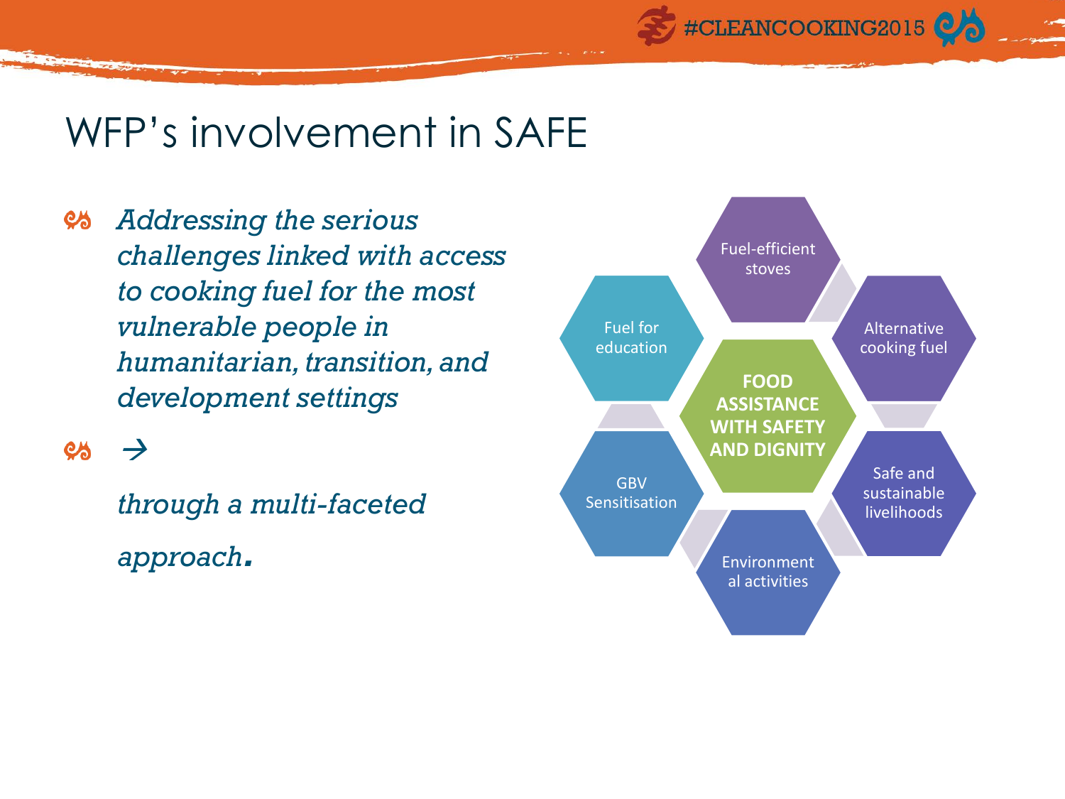# WFP's involvement in SAFE

- *Addressing the serious challenges linked with access to cooking fuel for the most vulnerable people in humanitarian, transition, and development settings*
- →

  *through a multi-faceted approach.*

**FOOD ASSISTANCE WITH SAFETY AND DIGNITY**

- Fuel-efficient stoves
- Alternative cooking fuel
- Safe and sustainable livelihoods
- Environmental activities
- GBV Sensitisation
- Fuel for education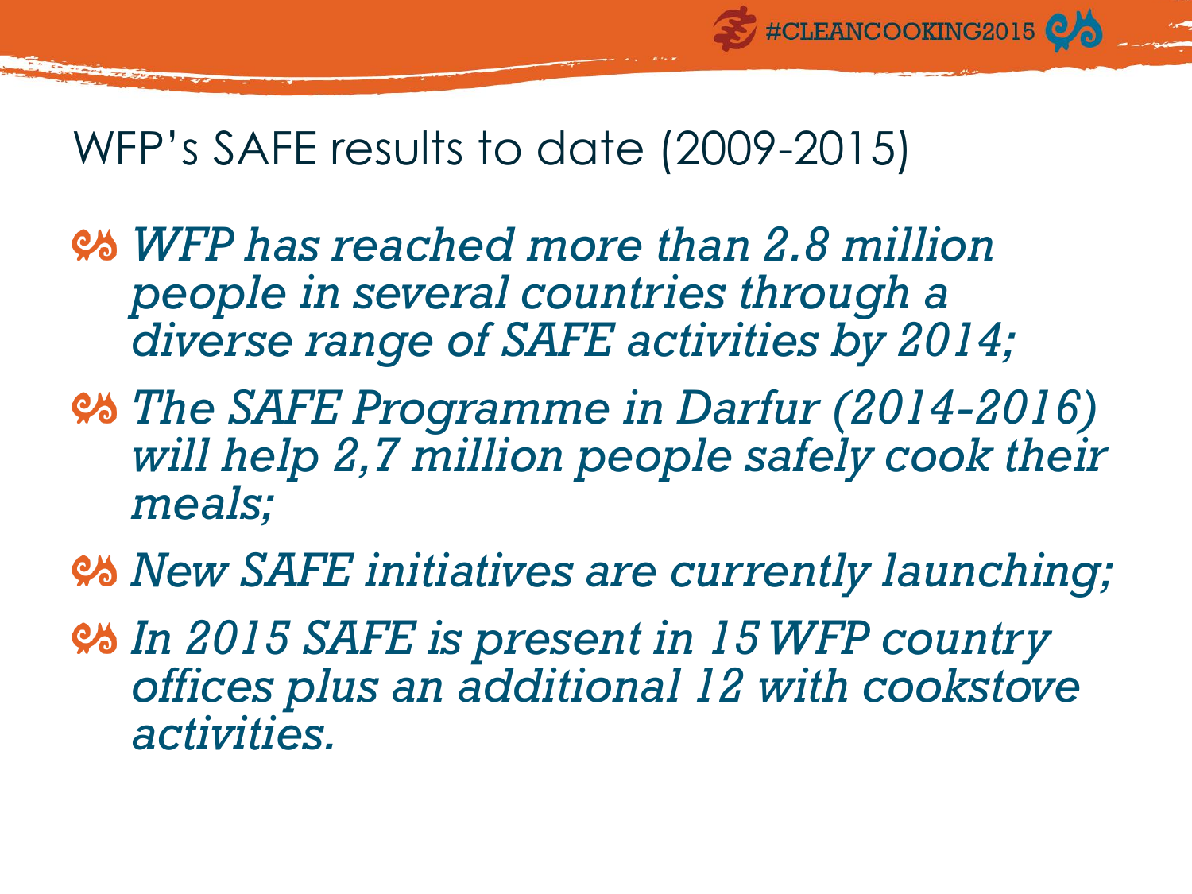# WFP's SAFE results to date (2009-2015)

- *WFP has reached more than 2.8 million people in several countries through a diverse range of SAFE activities by 2014;*
- *The SAFE Programme in Darfur (2014-2016) will help 2,7 million people safely cook their meals;*
- *New SAFE initiatives are currently launching;*
- *In 2015 SAFE is present in 15 WFP country offices plus an additional 12 with cookstove activities.*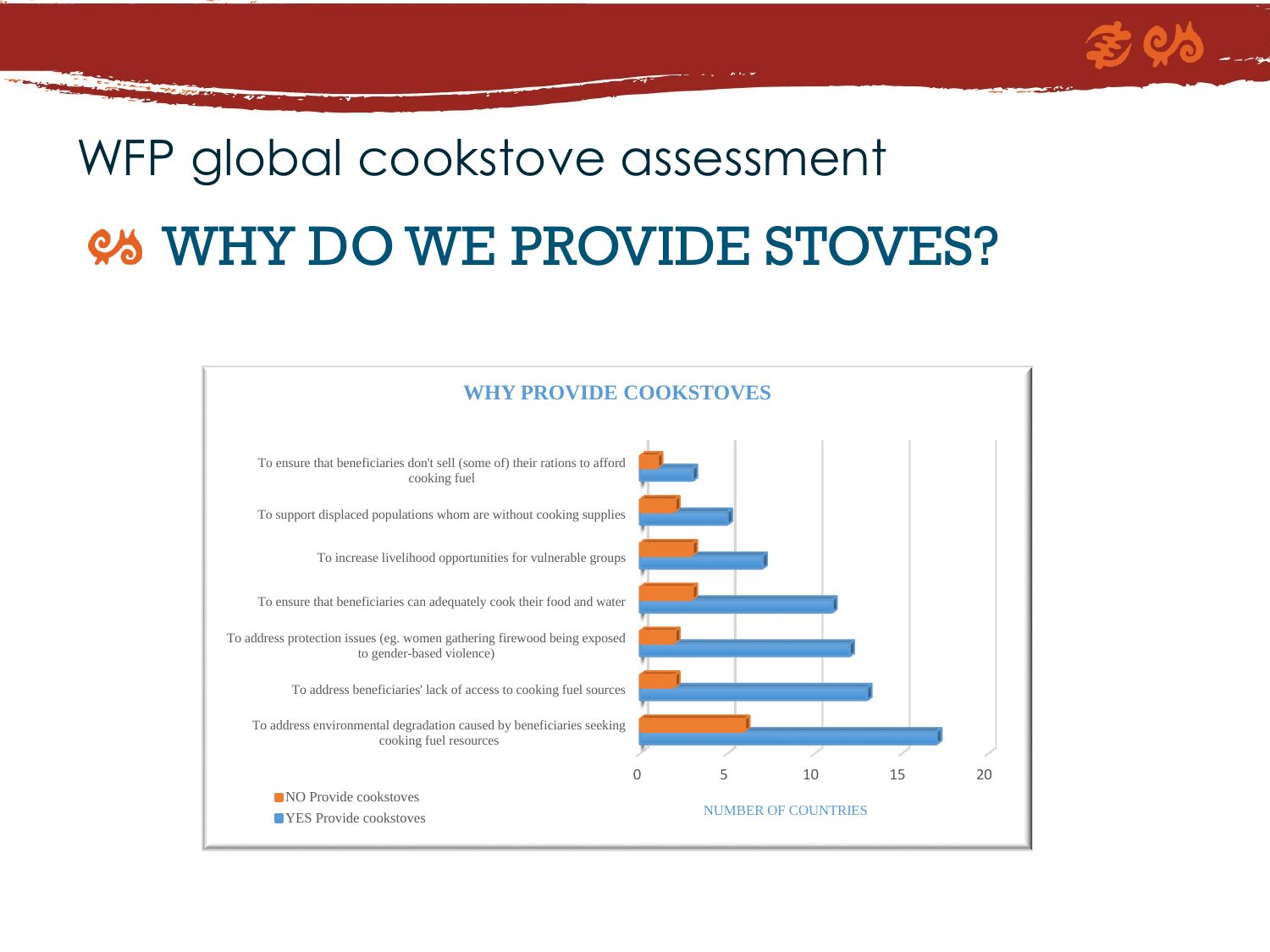# WFP global cookstove assessment

## WHY DO WE PROVIDE STOVES?

**WHY PROVIDE COOKSTOVES**

| Reason | NO Provide cookstoves | YES Provide cookstoves |
|---|---|---|
| To ensure that beneficiaries don't sell (some of) their rations to afford cooking fuel | 1 | 3 |
| To support displaced populations whom are without cooking supplies | 2 | 5 |
| To increase livelihood opportunities for vulnerable groups | 3 | 7 |
| To ensure that beneficiaries can adequately cook their food and water | 3 | 11 |
| To address protection issues (eg. women gathering firewood being exposed to gender-based violence) | 2 | 12 |
| To address beneficiaries' lack of access to cooking fuel sources | 2 | 13 |
| To address environmental degradation caused by beneficiaries seeking cooking fuel resources | 6 | 17 |

NUMBER OF COUNTRIES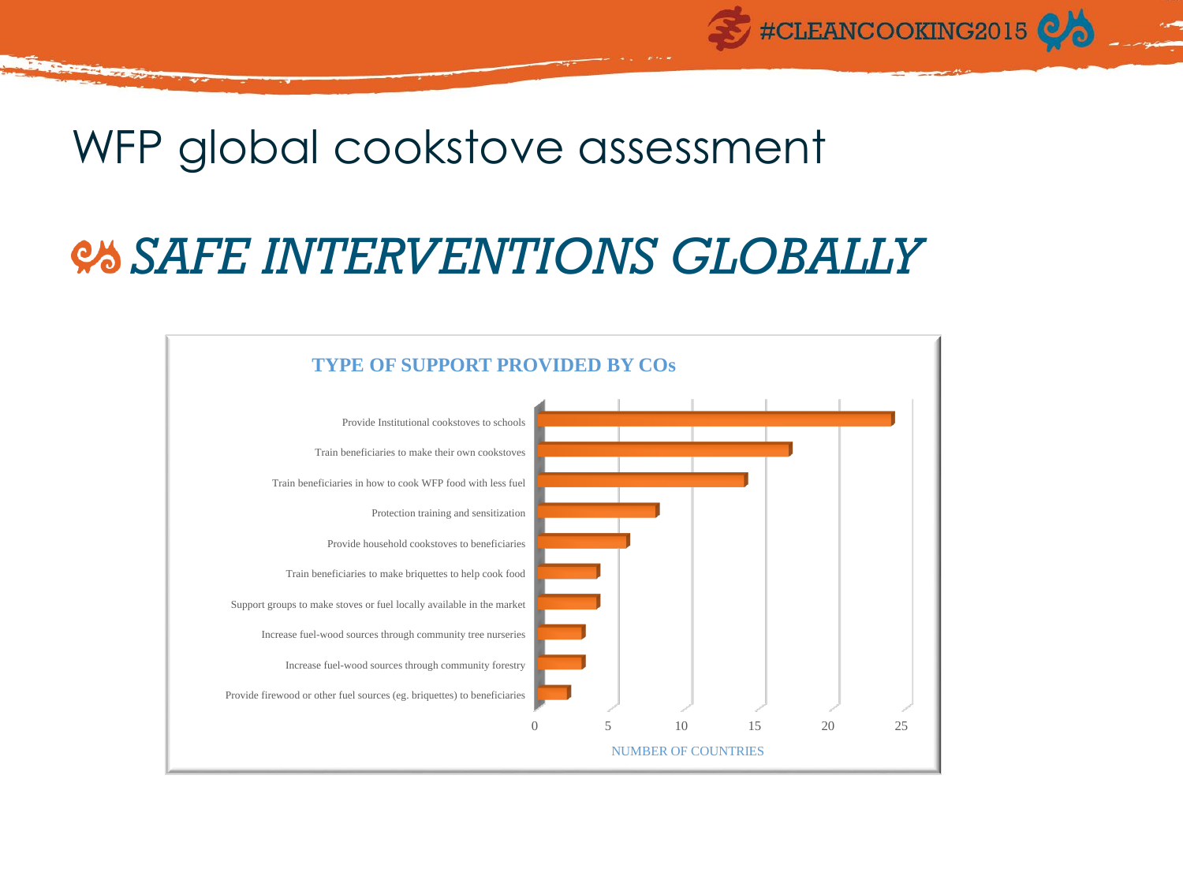# WFP global cookstove assessment

## *SAFE INTERVENTIONS GLOBALLY*

**TYPE OF SUPPORT PROVIDED BY COs**

| Type of support | Number of countries |
|---|---|
| Provide Institutional cookstoves to schools | 24 |
| Train beneficiaries to make their own cookstoves | 17 |
| Train beneficiaries in how to cook WFP food with less fuel | 14 |
| Protection training and sensitization | 8 |
| Provide household cookstoves to beneficiaries | 6 |
| Train beneficiaries to make briquettes to help cook food | 4 |
| Support groups to make stoves or fuel locally available in the market | 4 |
| Increase fuel-wood sources through community tree nurseries | 3 |
| Increase fuel-wood sources through community forestry | 3 |
| Provide firewood or other fuel sources (eg. briquettes) to beneficiaries | 2 |

NUMBER OF COUNTRIES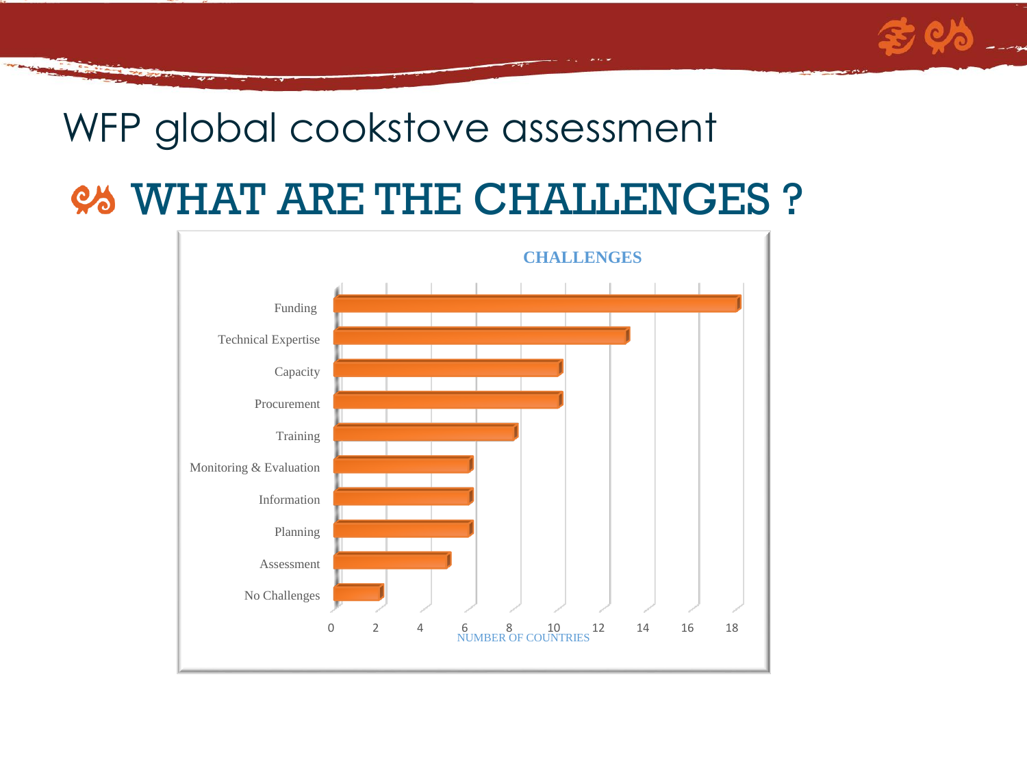# WFP global cookstove assessment

## WHAT ARE THE CHALLENGES ?

**CHALLENGES**

| Challenge | Number of countries |
|---|---|
| Funding | 18 |
| Technical Expertise | 13 |
| Capacity | 10 |
| Procurement | 10 |
| Training | 8 |
| Monitoring & Evaluation | 6 |
| Information | 6 |
| Planning | 6 |
| Assessment | 5 |
| No Challenges | 2 |

NUMBER OF COUNTRIES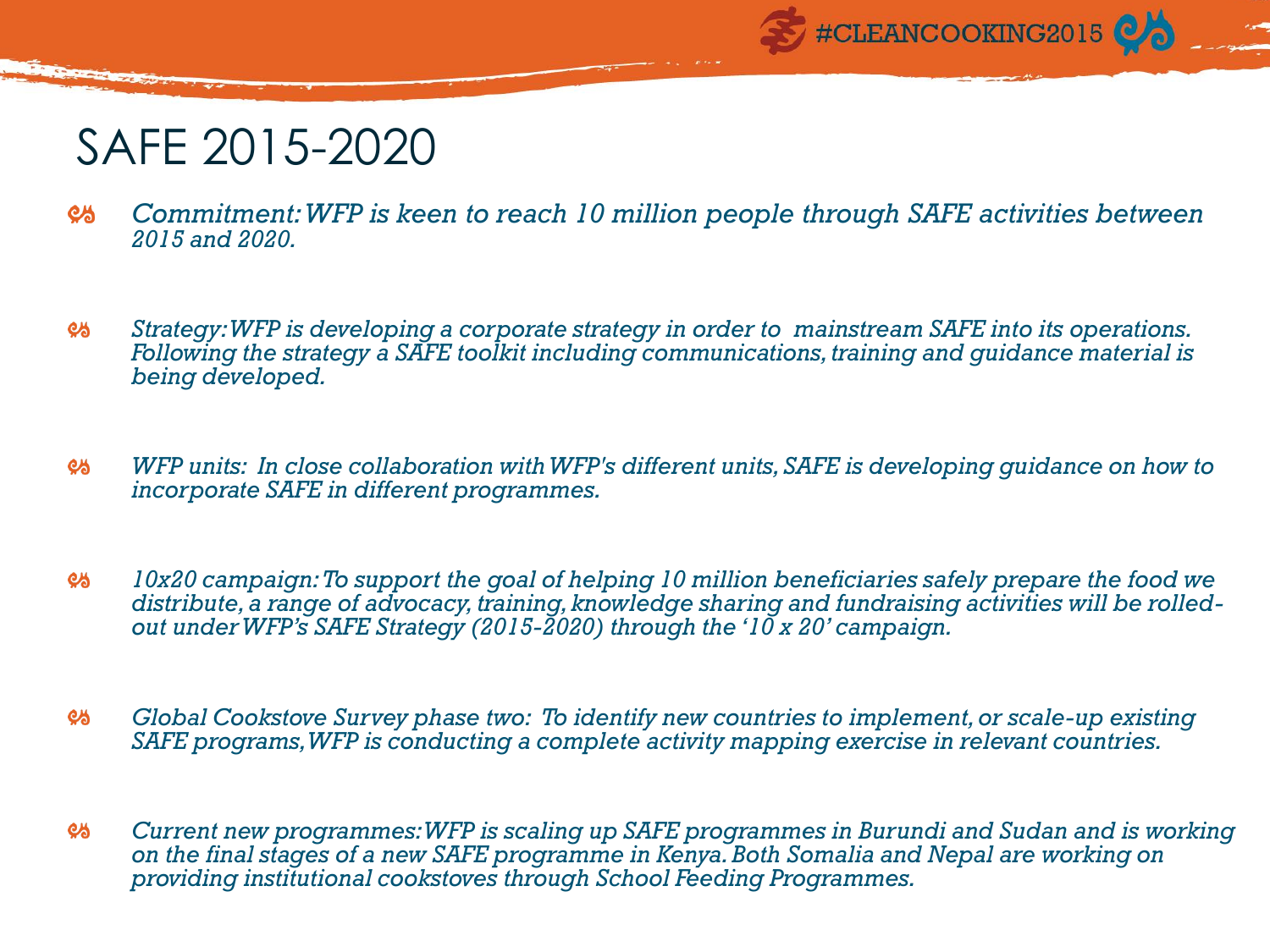# SAFE 2015-2020

- *Commitment: WFP is keen to reach 10 million people through SAFE activities between 2015 and 2020.*

- *Strategy: WFP is developing a corporate strategy in order to mainstream SAFE into its operations. Following the strategy a SAFE toolkit including communications, training and guidance material is being developed.*

- *WFP units: In close collaboration with WFP's different units, SAFE is developing guidance on how to incorporate SAFE in different programmes.*

- *10x20 campaign: To support the goal of helping 10 million beneficiaries safely prepare the food we distribute, a range of advocacy, training, knowledge sharing and fundraising activities will be rolled-out under WFP's SAFE Strategy (2015-2020) through the '10 x 20' campaign.*

- *Global Cookstove Survey phase two: To identify new countries to implement, or scale-up existing SAFE programs, WFP is conducting a complete activity mapping exercise in relevant countries.*

- *Current new programmes: WFP is scaling up SAFE programmes in Burundi and Sudan and is working on the final stages of a new SAFE programme in Kenya. Both Somalia and Nepal are working on providing institutional cookstoves through School Feeding Programmes.*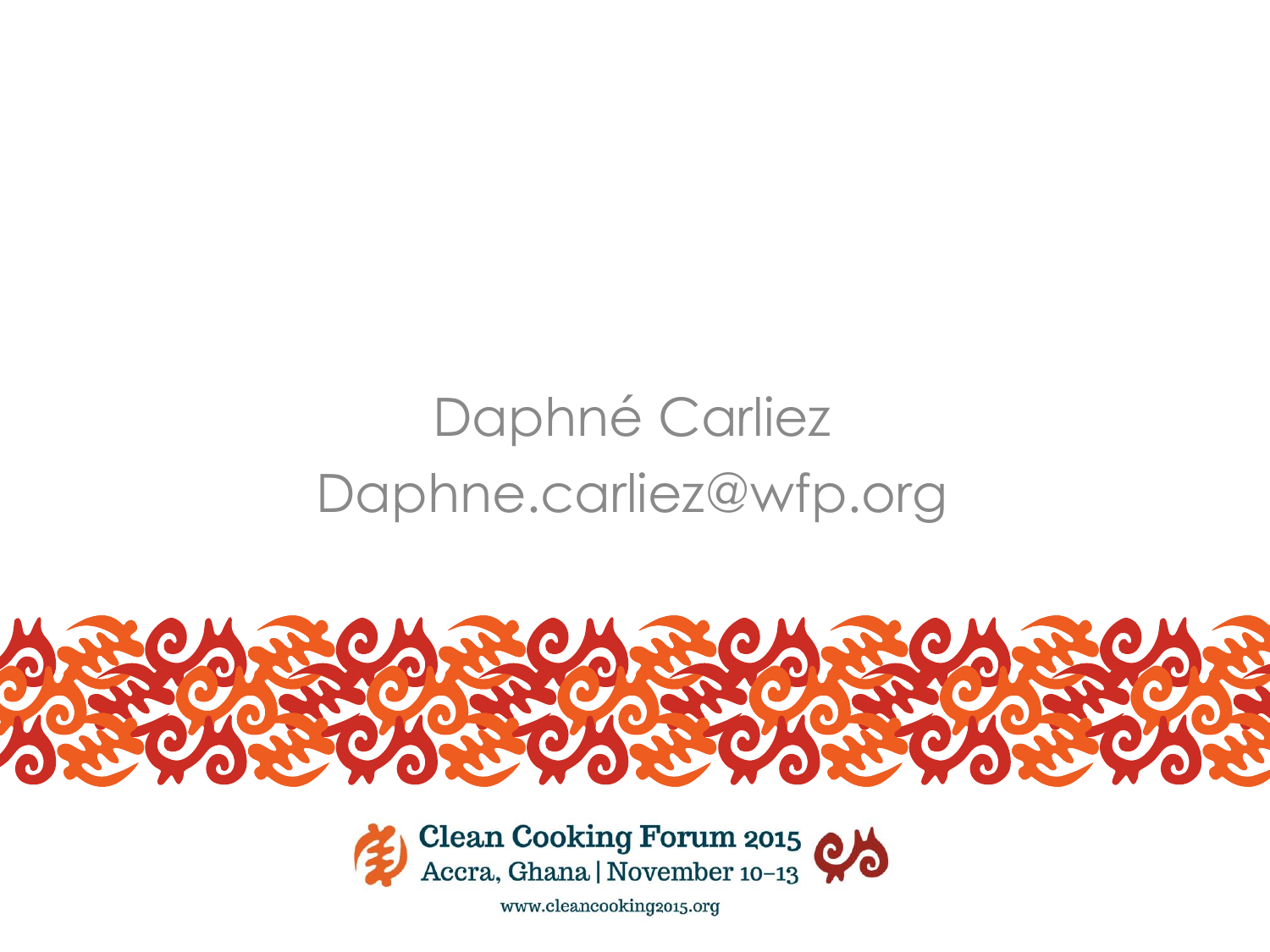Daphné Carliez

Daphne.carliez@wfp.org